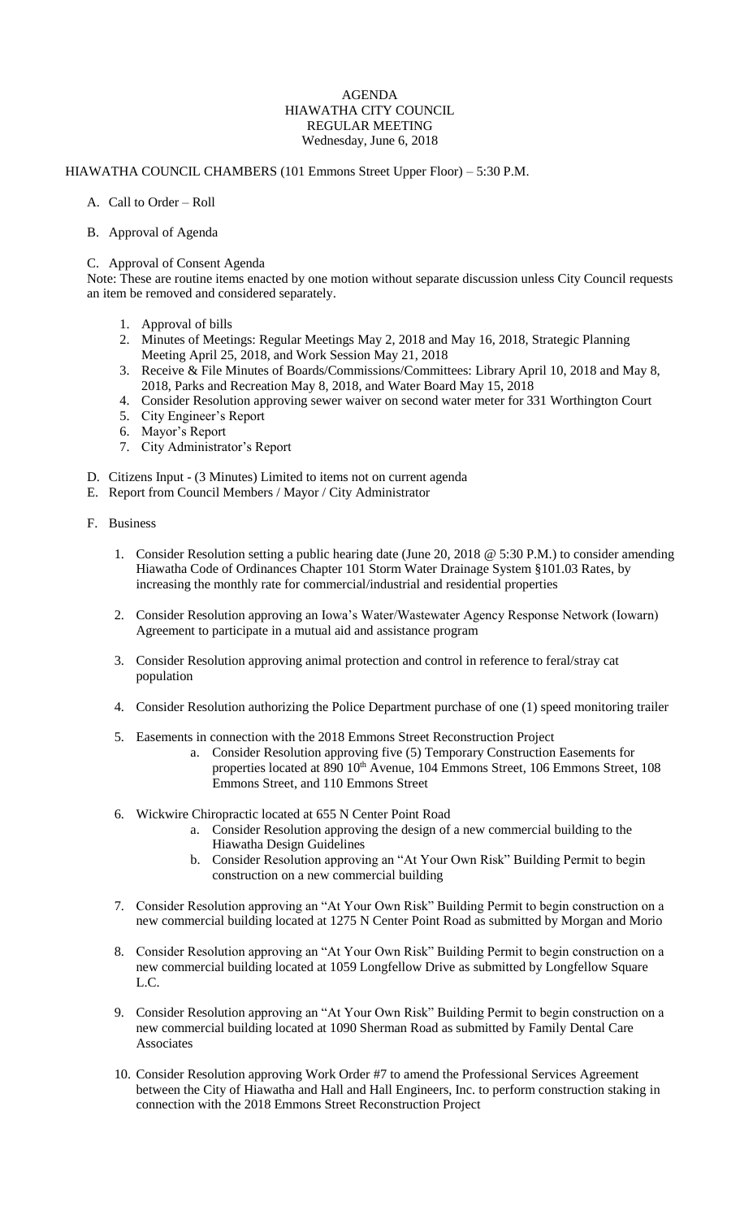# AGENDA
## HIAWATHA CITY COUNCIL
## REGULAR MEETING
### Wednesday, June 6, 2018

HIAWATHA COUNCIL CHAMBERS (101 Emmons Street Upper Floor) – 5:30 P.M.

A. Call to Order – Roll

B. Approval of Agenda

C. Approval of Consent Agenda

Note: These are routine items enacted by one motion without separate discussion unless City Council requests an item be removed and considered separately.

1. Approval of bills
2. Minutes of Meetings: Regular Meetings May 2, 2018 and May 16, 2018, Strategic Planning Meeting April 25, 2018, and Work Session May 21, 2018
3. Receive & File Minutes of Boards/Commissions/Committees: Library April 10, 2018 and May 8, 2018, Parks and Recreation May 8, 2018, and Water Board May 15, 2018
4. Consider Resolution approving sewer waiver on second water meter for 331 Worthington Court
5. City Engineer's Report
6. Mayor's Report
7. City Administrator's Report

D. Citizens Input - (3 Minutes) Limited to items not on current agenda

E. Report from Council Members / Mayor / City Administrator

F. Business

1. Consider Resolution setting a public hearing date (June 20, 2018 @ 5:30 P.M.) to consider amending Hiawatha Code of Ordinances Chapter 101 Storm Water Drainage System §101.03 Rates, by increasing the monthly rate for commercial/industrial and residential properties

2. Consider Resolution approving an Iowa's Water/Wastewater Agency Response Network (Iowarn) Agreement to participate in a mutual aid and assistance program

3. Consider Resolution approving animal protection and control in reference to feral/stray cat population

4. Consider Resolution authorizing the Police Department purchase of one (1) speed monitoring trailer

5. Easements in connection with the 2018 Emmons Street Reconstruction Project
   a. Consider Resolution approving five (5) Temporary Construction Easements for properties located at 890 10th Avenue, 104 Emmons Street, 106 Emmons Street, 108 Emmons Street, and 110 Emmons Street

6. Wickwire Chiropractic located at 655 N Center Point Road
   a. Consider Resolution approving the design of a new commercial building to the Hiawatha Design Guidelines
   b. Consider Resolution approving an "At Your Own Risk" Building Permit to begin construction on a new commercial building

7. Consider Resolution approving an "At Your Own Risk" Building Permit to begin construction on a new commercial building located at 1275 N Center Point Road as submitted by Morgan and Morio

8. Consider Resolution approving an "At Your Own Risk" Building Permit to begin construction on a new commercial building located at 1059 Longfellow Drive as submitted by Longfellow Square L.C.

9. Consider Resolution approving an "At Your Own Risk" Building Permit to begin construction on a new commercial building located at 1090 Sherman Road as submitted by Family Dental Care Associates

10. Consider Resolution approving Work Order #7 to amend the Professional Services Agreement between the City of Hiawatha and Hall and Hall Engineers, Inc. to perform construction staking in connection with the 2018 Emmons Street Reconstruction Project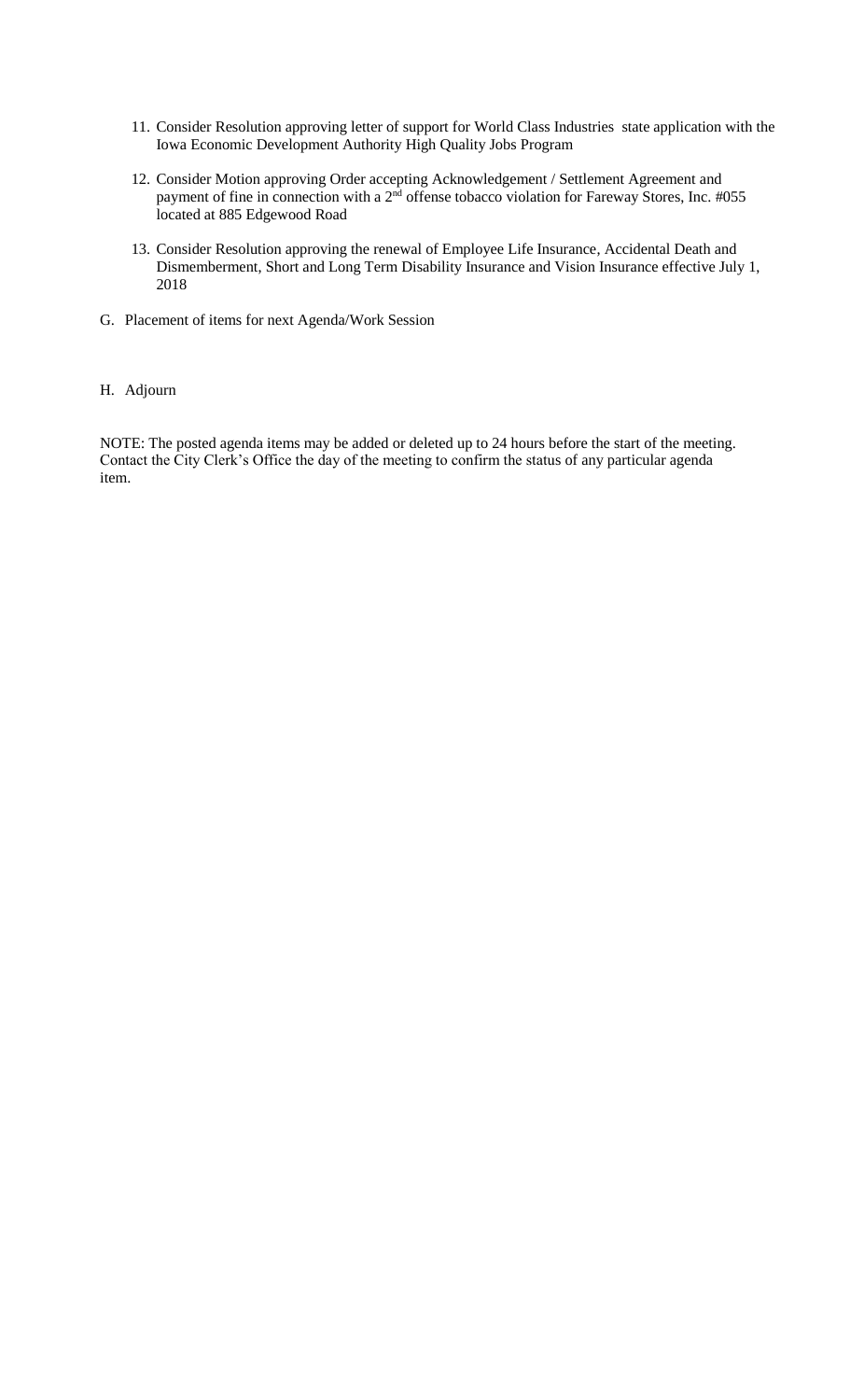11. Consider Resolution approving letter of support for World Class Industries state application with the Iowa Economic Development Authority High Quality Jobs Program

12. Consider Motion approving Order accepting Acknowledgement / Settlement Agreement and payment of fine in connection with a 2nd offense tobacco violation for Fareway Stores, Inc. #055 located at 885 Edgewood Road

13. Consider Resolution approving the renewal of Employee Life Insurance, Accidental Death and Dismemberment, Short and Long Term Disability Insurance and Vision Insurance effective July 1, 2018

G. Placement of items for next Agenda/Work Session

H. Adjourn

NOTE: The posted agenda items may be added or deleted up to 24 hours before the start of the meeting. Contact the City Clerk's Office the day of the meeting to confirm the status of any particular agenda item.